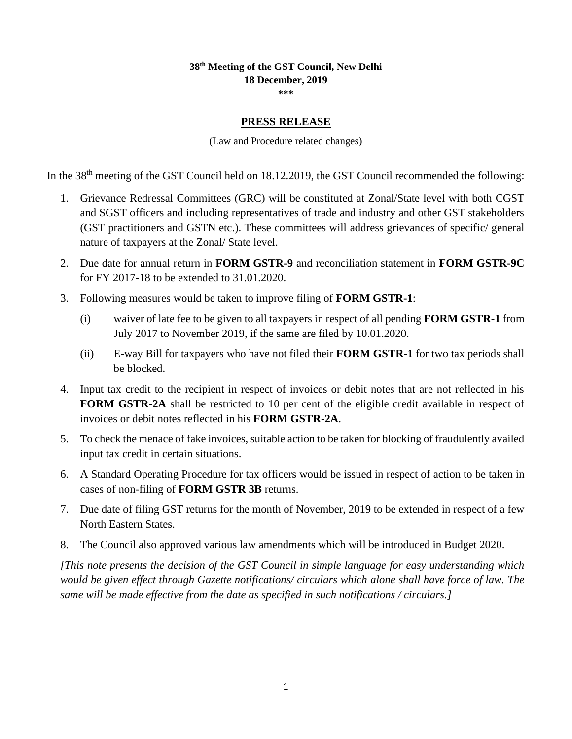**38th Meeting of the GST Council, New Delhi**
**18 December, 2019**
**\*\*\***

## PRESS RELEASE

(Law and Procedure related changes)

In the 38th meeting of the GST Council held on 18.12.2019, the GST Council recommended the following:

1. Grievance Redressal Committees (GRC) will be constituted at Zonal/State level with both CGST and SGST officers and including representatives of trade and industry and other GST stakeholders (GST practitioners and GSTN etc.). These committees will address grievances of specific/ general nature of taxpayers at the Zonal/ State level.
2. Due date for annual return in **FORM GSTR-9** and reconciliation statement in **FORM GSTR-9C** for FY 2017-18 to be extended to 31.01.2020.
3. Following measures would be taken to improve filing of **FORM GSTR-1**:
   (i) waiver of late fee to be given to all taxpayers in respect of all pending **FORM GSTR-1** from July 2017 to November 2019, if the same are filed by 10.01.2020.
   (ii) E-way Bill for taxpayers who have not filed their **FORM GSTR-1** for two tax periods shall be blocked.
4. Input tax credit to the recipient in respect of invoices or debit notes that are not reflected in his **FORM GSTR-2A** shall be restricted to 10 per cent of the eligible credit available in respect of invoices or debit notes reflected in his **FORM GSTR-2A**.
5. To check the menace of fake invoices, suitable action to be taken for blocking of fraudulently availed input tax credit in certain situations.
6. A Standard Operating Procedure for tax officers would be issued in respect of action to be taken in cases of non-filing of **FORM GSTR 3B** returns.
7. Due date of filing GST returns for the month of November, 2019 to be extended in respect of a few North Eastern States.
8. The Council also approved various law amendments which will be introduced in Budget 2020.

*[This note presents the decision of the GST Council in simple language for easy understanding which would be given effect through Gazette notifications/ circulars which alone shall have force of law. The same will be made effective from the date as specified in such notifications / circulars.]*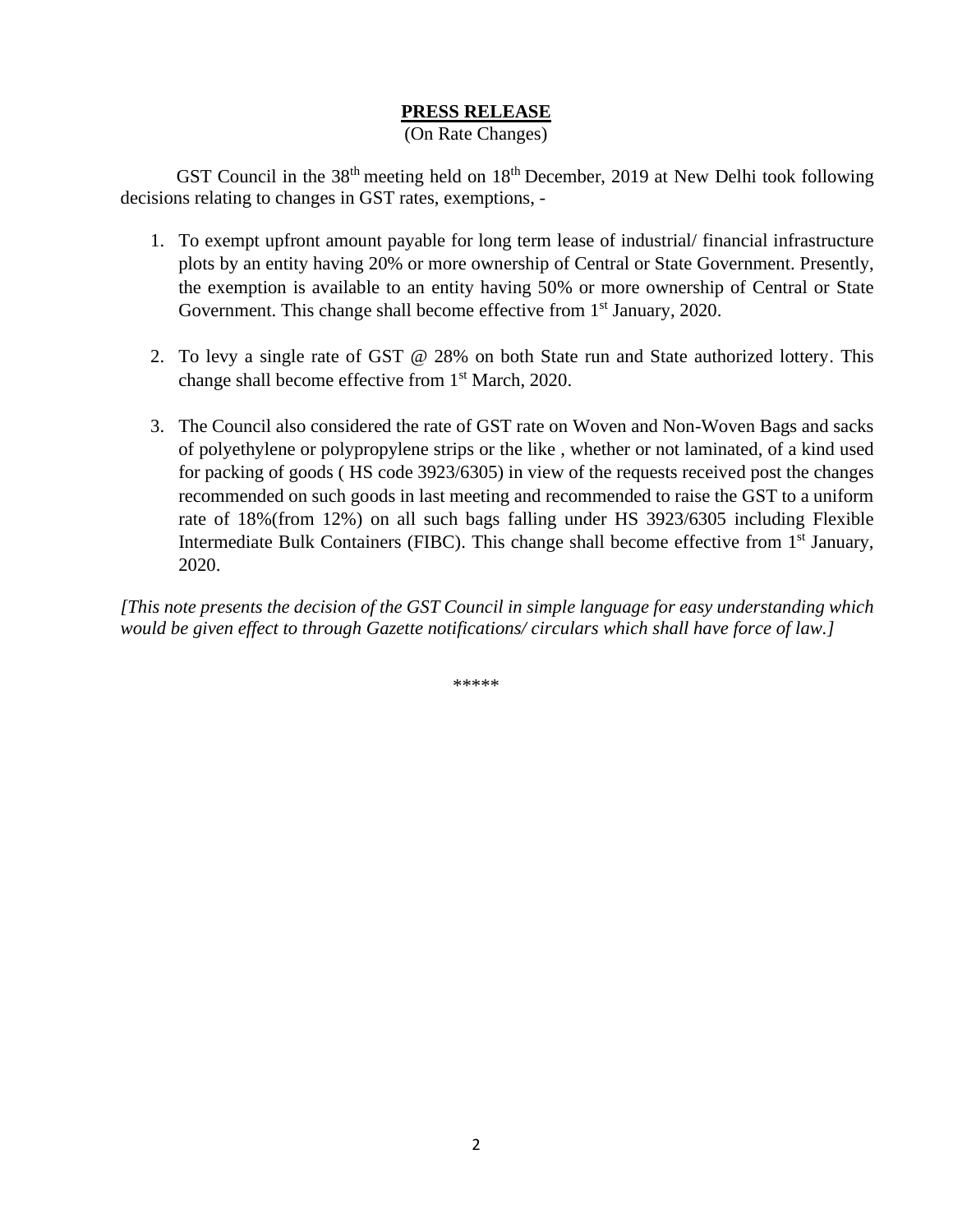**PRESS RELEASE**

(On Rate Changes)

GST Council in the 38th meeting held on 18th December, 2019 at New Delhi took following decisions relating to changes in GST rates, exemptions, -

1. To exempt upfront amount payable for long term lease of industrial/ financial infrastructure plots by an entity having 20% or more ownership of Central or State Government. Presently, the exemption is available to an entity having 50% or more ownership of Central or State Government. This change shall become effective from 1st January, 2020.

2. To levy a single rate of GST @ 28% on both State run and State authorized lottery. This change shall become effective from 1st March, 2020.

3. The Council also considered the rate of GST rate on Woven and Non-Woven Bags and sacks of polyethylene or polypropylene strips or the like , whether or not laminated, of a kind used for packing of goods ( HS code 3923/6305) in view of the requests received post the changes recommended on such goods in last meeting and recommended to raise the GST to a uniform rate of 18%(from 12%) on all such bags falling under HS 3923/6305 including Flexible Intermediate Bulk Containers (FIBC). This change shall become effective from 1st January, 2020.

*[This note presents the decision of the GST Council in simple language for easy understanding which would be given effect to through Gazette notifications/ circulars which shall have force of law.]*

*****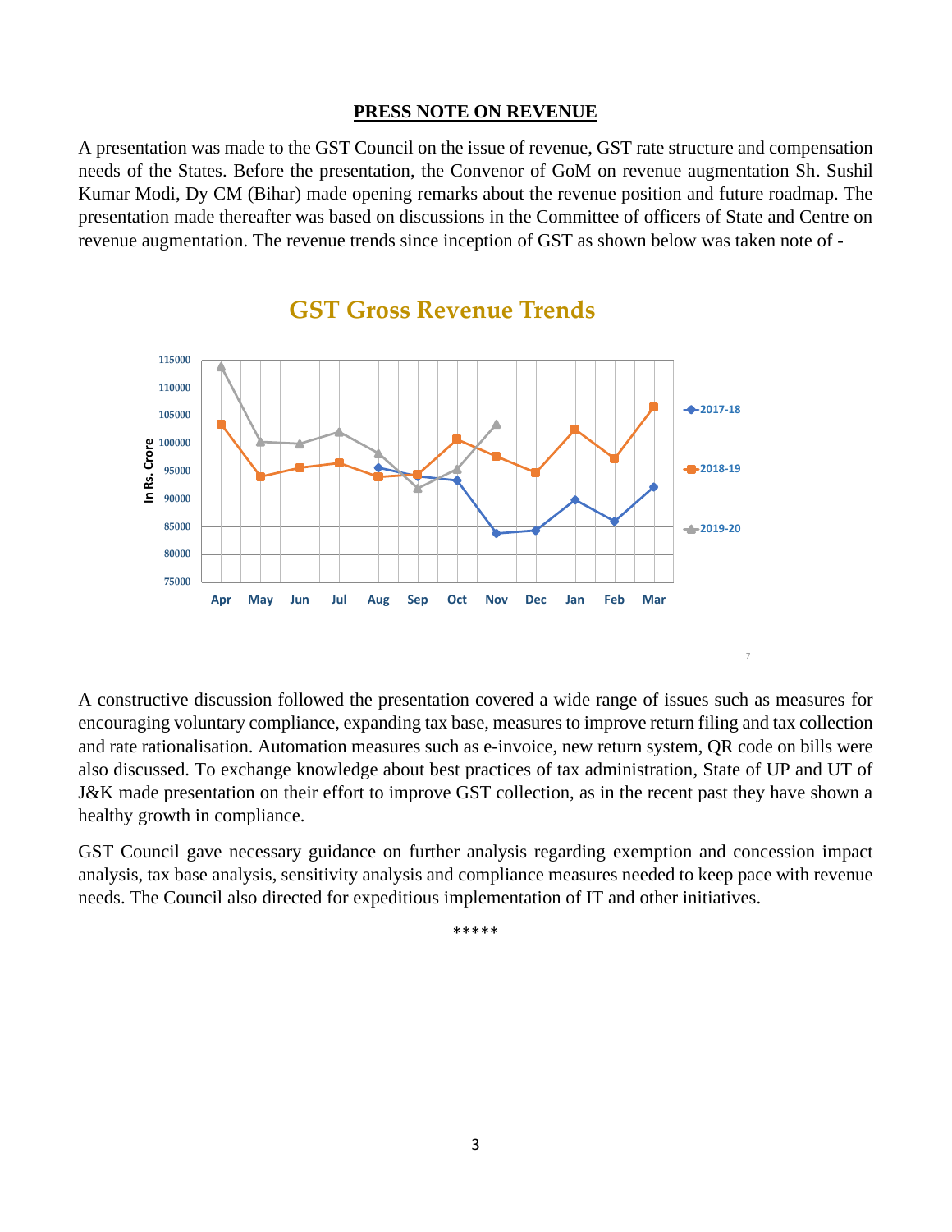## PRESS NOTE ON REVENUE

A presentation was made to the GST Council on the issue of revenue, GST rate structure and compensation needs of the States. Before the presentation, the Convenor of GoM on revenue augmentation Sh. Sushil Kumar Modi, Dy CM (Bihar) made opening remarks about the revenue position and future roadmap. The presentation made thereafter was based on discussions in the Committee of officers of State and Centre on revenue augmentation. The revenue trends since inception of GST as shown below was taken note of -

GST Gross Revenue Trends

In Rs. Crore

115000
110000
105000
100000
95000
90000
85000
80000
75000

Apr May Jun Jul Aug Sep Oct Nov Dec Jan Feb Mar

2017-18
2018-19
2019-20

7

A constructive discussion followed the presentation covered a wide range of issues such as measures for encouraging voluntary compliance, expanding tax base, measures to improve return filing and tax collection and rate rationalisation. Automation measures such as e-invoice, new return system, QR code on bills were also discussed. To exchange knowledge about best practices of tax administration, State of UP and UT of J&K made presentation on their effort to improve GST collection, as in the recent past they have shown a healthy growth in compliance.

GST Council gave necessary guidance on further analysis regarding exemption and concession impact analysis, tax base analysis, sensitivity analysis and compliance measures needed to keep pace with revenue needs. The Council also directed for expeditious implementation of IT and other initiatives.

*****